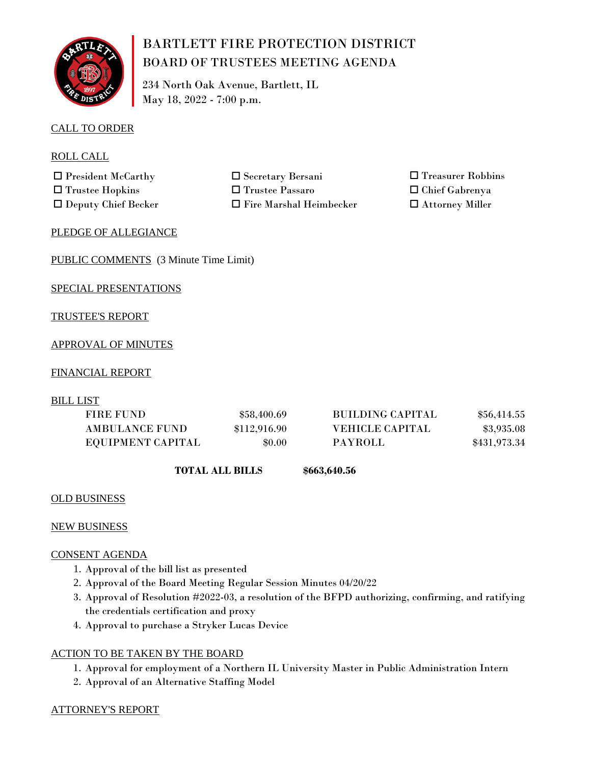# BARTLETT FIRE PROTECTION DISTRICT
## BOARD OF TRUSTEES MEETING AGENDA

234 North Oak Avenue, Bartlett, IL
May 18, 2022 - 7:00 p.m.

CALL TO ORDER

ROLL CALL

- ☐ President McCarthy
- ☐ Trustee Hopkins
- ☐ Deputy Chief Becker
- ☐ Secretary Bersani
- ☐ Trustee Passaro
- ☐ Fire Marshal Heimbecker
- ☐ Treasurer Robbins
- ☐ Chief Gabrenya
- ☐ Attorney Miller

PLEDGE OF ALLEGIANCE

PUBLIC COMMENTS (3 Minute Time Limit)

SPECIAL PRESENTATIONS

TRUSTEE'S REPORT

APPROVAL OF MINUTES

FINANCIAL REPORT

BILL LIST

| | | | |
|---|---|---|---|
| FIRE FUND | $58,400.69 | BUILDING CAPITAL | $56,414.55 |
| AMBULANCE FUND | $112,916.90 | VEHICLE CAPITAL | $3,935.08 |
| EQUIPMENT CAPITAL | $0.00 | PAYROLL | $431,973.34 |

**TOTAL ALL BILLS** **$663,640.56**

OLD BUSINESS

NEW BUSINESS

CONSENT AGENDA

1. Approval of the bill list as presented
2. Approval of the Board Meeting Regular Session Minutes 04/20/22
3. Approval of Resolution #2022-03, a resolution of the BFPD authorizing, confirming, and ratifying the credentials certification and proxy
4. Approval to purchase a Stryker Lucas Device

ACTION TO BE TAKEN BY THE BOARD

1. Approval for employment of a Northern IL University Master in Public Administration Intern
2. Approval of an Alternative Staffing Model

ATTORNEY'S REPORT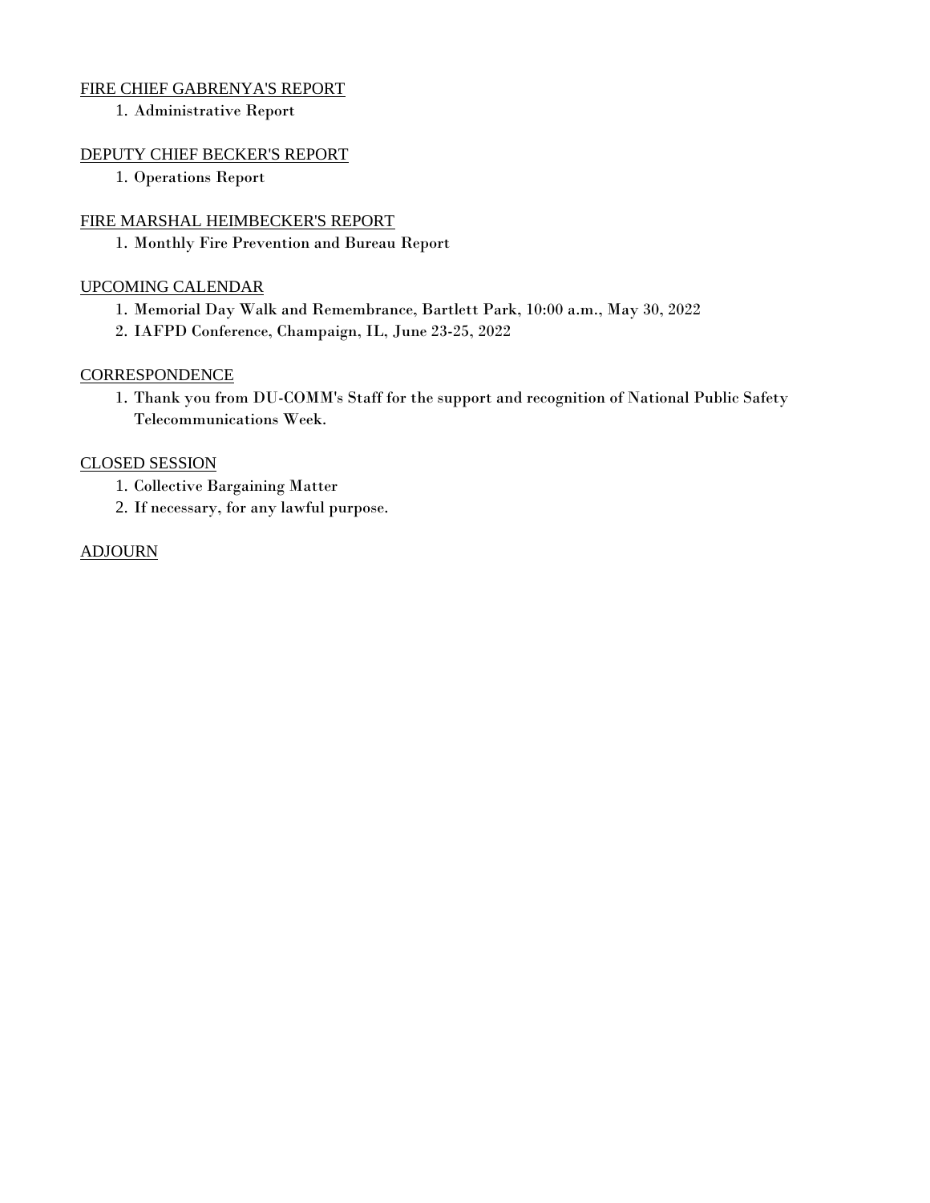## FIRE CHIEF GABRENYA'S REPORT

1. Administrative Report

## DEPUTY CHIEF BECKER'S REPORT

1. Operations Report

## FIRE MARSHAL HEIMBECKER'S REPORT

1. Monthly Fire Prevention and Bureau Report

## UPCOMING CALENDAR

1. Memorial Day Walk and Remembrance, Bartlett Park, 10:00 a.m., May 30, 2022
2. IAFPD Conference, Champaign, IL, June 23-25, 2022

## CORRESPONDENCE

1. Thank you from DU-COMM's Staff for the support and recognition of National Public Safety Telecommunications Week.

## CLOSED SESSION

1. Collective Bargaining Matter
2. If necessary, for any lawful purpose.

## ADJOURN